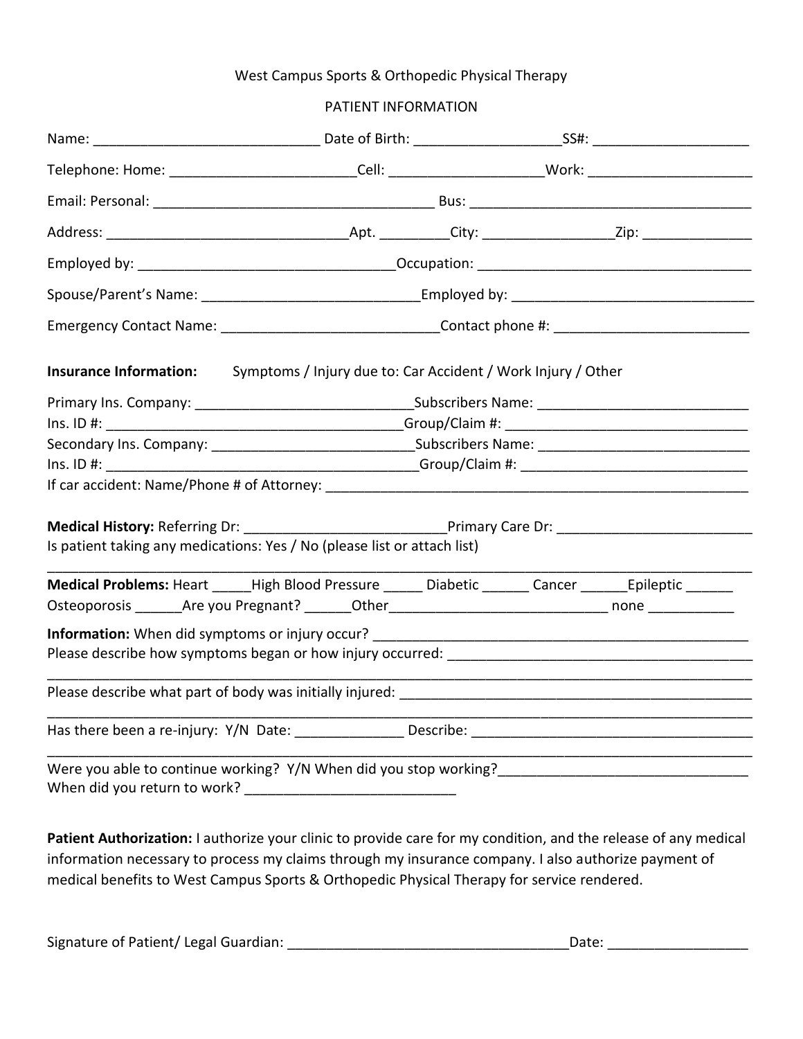West Campus Sports & Orthopedic Physical Therapy

PATIENT INFORMATION

Name: _____________________________ Date of Birth: ___________________SS#: ____________________

Telephone: Home: ________________________Cell: ___________________Work: _____________________

Email: Personal: ____________________________________ Bus: ____________________________________

Address: _______________________________Apt. _________City: ________________Zip: ______________

Employed by: _________________________________Occupation: ___________________________________

Spouse/Parent's Name: ____________________________Employed by: _______________________________

Emergency Contact Name: ____________________________Contact phone #: _________________________

**Insurance Information:** Symptoms / Injury due to: Car Accident / Work Injury / Other

Primary Ins. Company: ____________________________Subscribers Name: ___________________________
Ins. ID #: _____________________________________Group/Claim #: ______________________________
Secondary Ins. Company: __________________________Subscribers Name: ___________________________
Ins. ID #: ______________________________________Group/Claim #: _____________________________
If car accident: Name/Phone # of Attorney: ________________________________________________________

**Medical History:** Referring Dr: __________________________Primary Care Dr: _________________________
Is patient taking any medications: Yes / No (please list or attach list)
________________________________________________________________________________________

**Medical Problems:** Heart _____High Blood Pressure _____ Diabetic ______ Cancer ______Epileptic ______
Osteoporosis ______Are you Pregnant? ______Other____________________________ none ___________

**Information:** When did symptoms or injury occur? _________________________________________________
Please describe how symptoms began or how injury occurred: _______________________________________
________________________________________________________________________________________

Please describe what part of body was initially injured: ____________________________________________
________________________________________________________________________________________

Has there been a re-injury: Y/N Date: ______________ Describe: ____________________________________
________________________________________________________________________________________

Were you able to continue working? Y/N When did you stop working?________________________________
When did you return to work? ___________________________

**Patient Authorization:** I authorize your clinic to provide care for my condition, and the release of any medical information necessary to process my claims through my insurance company. I also authorize payment of medical benefits to West Campus Sports & Orthopedic Physical Therapy for service rendered.

Signature of Patient/ Legal Guardian: ____________________________________Date: _________________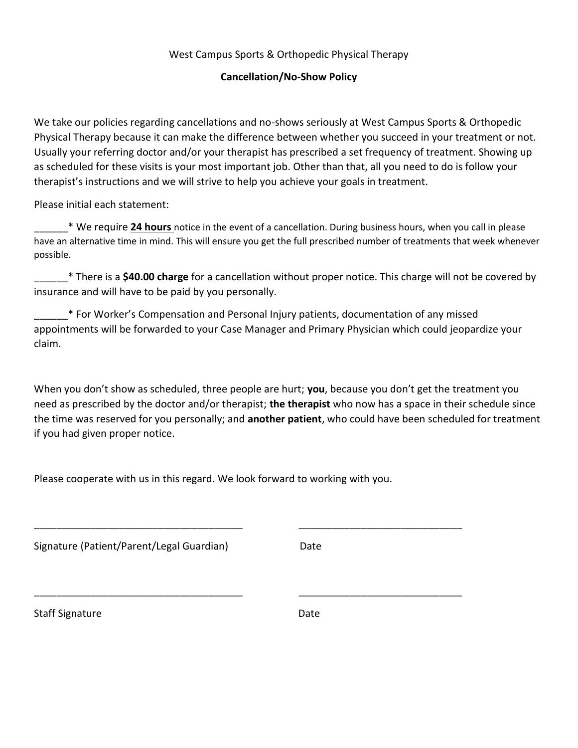West Campus Sports & Orthopedic Physical Therapy

**Cancellation/No-Show Policy**

We take our policies regarding cancellations and no-shows seriously at West Campus Sports & Orthopedic Physical Therapy because it can make the difference between whether you succeed in your treatment or not. Usually your referring doctor and/or your therapist has prescribed a set frequency of treatment. Showing up as scheduled for these visits is your most important job. Other than that, all you need to do is follow your therapist's instructions and we will strive to help you achieve your goals in treatment.

Please initial each statement:

______* We require **24 hours** notice in the event of a cancellation. During business hours, when you call in please have an alternative time in mind. This will ensure you get the full prescribed number of treatments that week whenever possible.

______* There is a **$40.00 charge** for a cancellation without proper notice. This charge will not be covered by insurance and will have to be paid by you personally.

______* For Worker's Compensation and Personal Injury patients, documentation of any missed appointments will be forwarded to your Case Manager and Primary Physician which could jeopardize your claim.

When you don't show as scheduled, three people are hurt; **you**, because you don't get the treatment you need as prescribed by the doctor and/or therapist; **the therapist** who now has a space in their schedule since the time was reserved for you personally; and **another patient**, who could have been scheduled for treatment if you had given proper notice.

Please cooperate with us in this regard. We look forward to working with you.

_____________________________________ _____________________________

Signature (Patient/Parent/Legal Guardian) Date

_____________________________________ _____________________________

Staff Signature Date